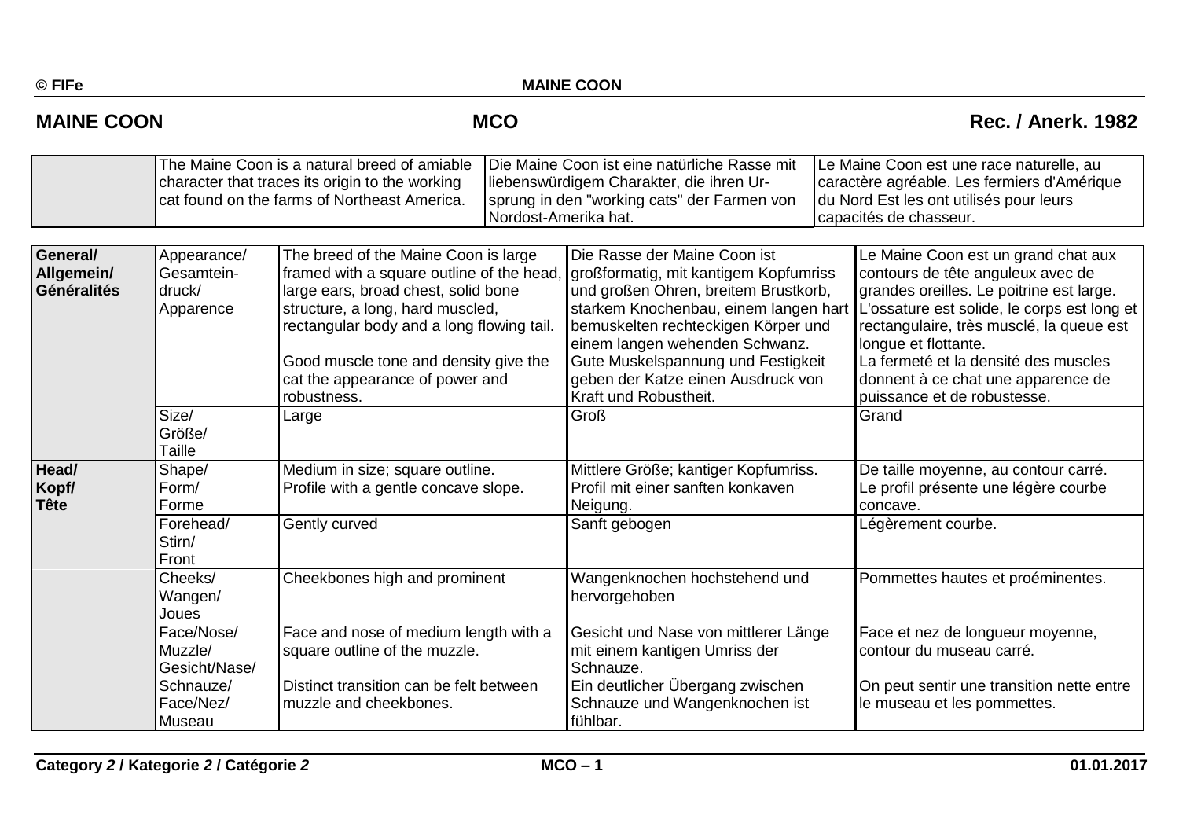# MAINE COON — MCO — Rec. / Anerk. 1982

| | | | |
|---|---|---|---|
| | The Maine Coon is a natural breed of amiable character that traces its origin to the working cat found on the farms of Northeast America. | Die Maine Coon ist eine natürliche Rasse mit liebenswürdigem Charakter, die ihren Ur-sprung in den "working cats" der Farmen von Nordost-Amerika hat. | Le Maine Coon est une race naturelle, au caractère agréable. Les fermiers d'Amérique du Nord Est les ont utilisés pour leurs capacités de chasseur. |

| | | | | |
|---|---|---|---|---|
| **General/ Allgemein/ Généralités** | Appearance/ Gesamtein-druck/ Apparence | The breed of the Maine Coon is large framed with a square outline of the head, large ears, broad chest, solid bone structure, a long, hard muscled, rectangular body and a long flowing tail.<br><br>Good muscle tone and density give the cat the appearance of power and robustness. | Die Rasse der Maine Coon ist großformatig, mit kantigem Kopfumriss und großen Ohren, breitem Brustkorb, starkem Knochenbau, einem langen hart bemuskelten rechteckigen Körper und einem langen wehenden Schwanz.<br>Gute Muskelspannung und Festigkeit geben der Katze einen Ausdruck von Kraft und Robustheit. | Le Maine Coon est un grand chat aux contours de tête anguleux avec de grandes oreilles. Le poitrine est large. L'ossature est solide, le corps est long et rectangulaire, très musclé, la queue est longue et flottante.<br>La fermeté et la densité des muscles donnent à ce chat une apparence de puissance et de robustesse. |
| | Size/ Größe/ Taille | Large | Groß | Grand |
| **Head/ Kopf/ Tête** | Shape/ Form/ Forme | Medium in size; square outline.<br>Profile with a gentle concave slope. | Mittlere Größe; kantiger Kopfumriss.<br>Profil mit einer sanften konkaven Neigung. | De taille moyenne, au contour carré.<br>Le profil présente une légère courbe concave. |
| | Forehead/ Stirn/ Front | Gently curved | Sanft gebogen | Légèrement courbe. |
| | Cheeks/ Wangen/ Joues | Cheekbones high and prominent | Wangenknochen hochstehend und hervorgehoben | Pommettes hautes et proéminentes. |
| | Face/Nose/ Muzzle/ Gesicht/Nase/ Schnauze/ Face/Nez/ Museau | Face and nose of medium length with a square outline of the muzzle.<br><br>Distinct transition can be felt between muzzle and cheekbones. | Gesicht und Nase von mittlerer Länge mit einem kantigen Umriss der Schnauze.<br>Ein deutlicher Übergang zwischen Schnauze und Wangenknochen ist fühlbar. | Face et nez de longueur moyenne, contour du museau carré.<br><br>On peut sentir une transition nette entre le museau et les pommettes. |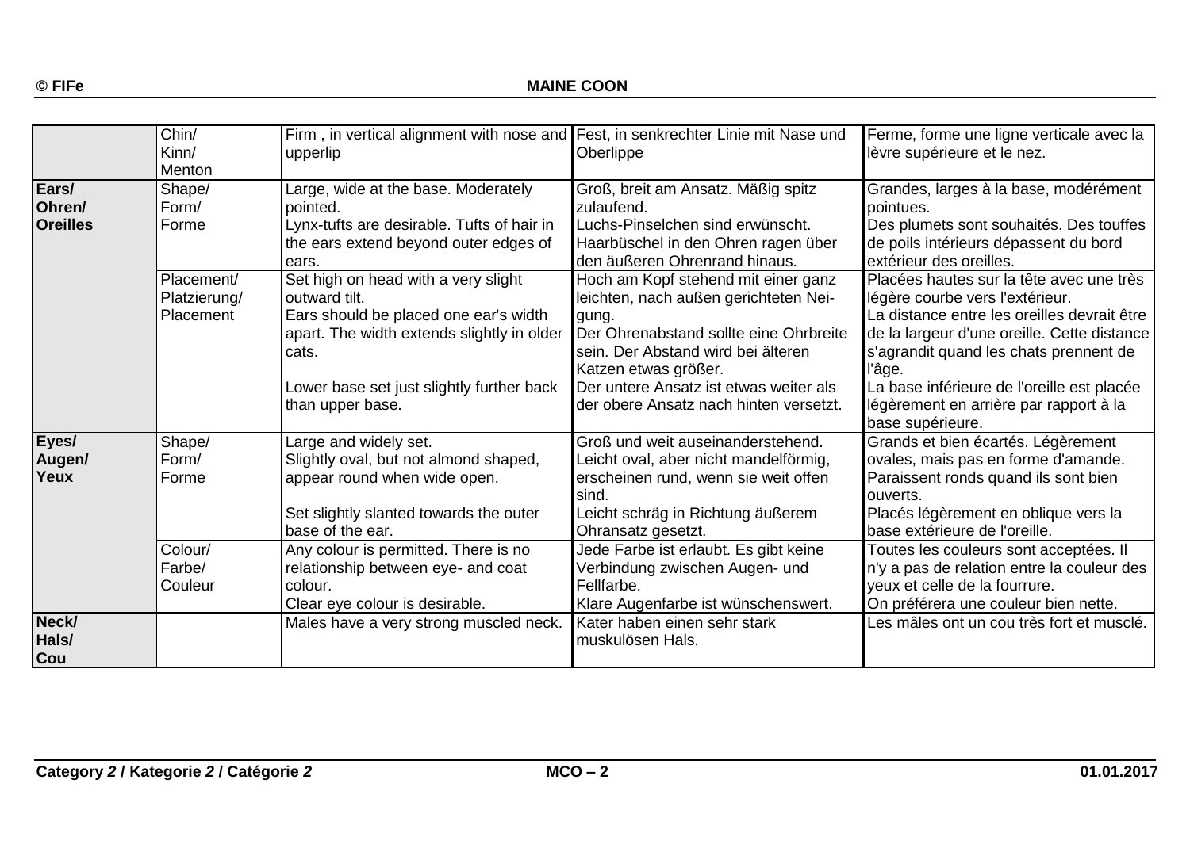| | | | | |
|---|---|---|---|---|
| | Chin/<br>Kinn/<br>Menton | Firm , in vertical alignment with nose and upperlip | Fest, in senkrechter Linie mit Nase und Oberlippe | Ferme, forme une ligne verticale avec la lèvre supérieure et le nez. |
| **Ears/<br>Ohren/<br>Oreilles** | Shape/<br>Form/<br>Forme | Large, wide at the base. Moderately pointed.<br>Lynx-tufts are desirable. Tufts of hair in the ears extend beyond outer edges of ears. | Groß, breit am Ansatz. Mäßig spitz zulaufend.<br>Luchs-Pinselchen sind erwünscht. Haarbüschel in den Ohren ragen über den äußeren Ohrenrand hinaus. | Grandes, larges à la base, modérément pointues.<br>Des plumets sont souhaités. Des touffes de poils intérieurs dépassent du bord extérieur des oreilles. |
| | Placement/<br>Platzierung/<br>Placement | Set high on head with a very slight outward tilt.<br>Ears should be placed one ear's width apart. The width extends slightly in older cats.<br><br>Lower base set just slightly further back than upper base. | Hoch am Kopf stehend mit einer ganz leichten, nach außen gerichteten Neigung.<br>Der Ohrenabstand sollte eine Ohrbreite sein. Der Abstand wird bei älteren Katzen etwas größer.<br>Der untere Ansatz ist etwas weiter als der obere Ansatz nach hinten versetzt. | Placées hautes sur la tête avec une très légère courbe vers l'extérieur.<br>La distance entre les oreilles devrait être de la largeur d'une oreille. Cette distance s'agrandit quand les chats prennent de l'âge.<br>La base inférieure de l'oreille est placée légèrement en arrière par rapport à la base supérieure. |
| **Eyes/<br>Augen/<br>Yeux** | Shape/<br>Form/<br>Forme | Large and widely set.<br>Slightly oval, but not almond shaped, appear round when wide open.<br><br>Set slightly slanted towards the outer base of the ear. | Groß und weit auseinanderstehend.<br>Leicht oval, aber nicht mandelförmig, erscheinen rund, wenn sie weit offen sind.<br>Leicht schräg in Richtung äußerem Ohransatz gesetzt. | Grands et bien écartés. Légèrement ovales, mais pas en forme d'amande. Paraissent ronds quand ils sont bien ouverts.<br>Placés légèrement en oblique vers la base extérieure de l'oreille. |
| | Colour/<br>Farbe/<br>Couleur | Any colour is permitted. There is no relationship between eye- and coat colour.<br>Clear eye colour is desirable. | Jede Farbe ist erlaubt. Es gibt keine Verbindung zwischen Augen- und Fellfarbe.<br>Klare Augenfarbe ist wünschenswert. | Toutes les couleurs sont acceptées. Il n'y a pas de relation entre la couleur des yeux et celle de la fourrure.<br>On préférera une couleur bien nette. |
| **Neck/<br>Hals/<br>Cou** | | Males have a very strong muscled neck. | Kater haben einen sehr stark muskulösen Hals. | Les mâles ont un cou très fort et musclé. |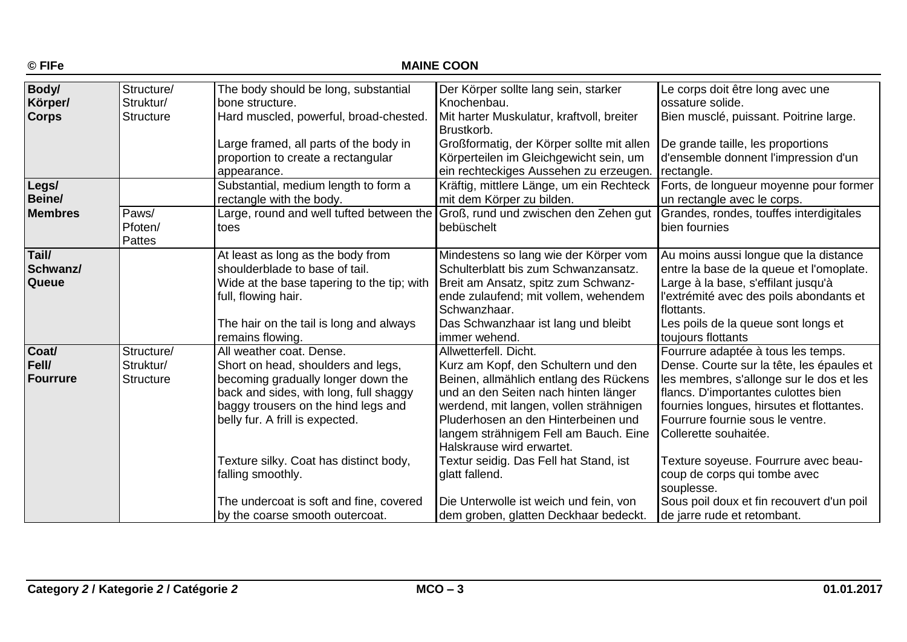| Body/ Körper/ Corps | Structure/ Struktur/ Structure | The body should be long, substantial bone structure. Hard muscled, powerful, broad-chested. Large framed, all parts of the body in proportion to create a rectangular appearance. | Der Körper sollte lang sein, starker Knochenbau. Mit harter Muskulatur, kraftvoll, breiter Brustkorb. Großformatig, der Körper sollte mit allen Körperteilen im Gleichgewicht sein, um ein rechteckiges Aussehen zu erzeugen. | Le corps doit être long avec une ossature solide. Bien musclé, puissant. Poitrine large. De grande taille, les proportions d'ensemble donnent l'impression d'un rectangle. |
|---|---|---|---|---|
| Legs/ Beine/ Membres | | Substantial, medium length to form a rectangle with the body. | Kräftig, mittlere Länge, um ein Rechteck mit dem Körper zu bilden. | Forts, de longueur moyenne pour former un rectangle avec le corps. |
| | Paws/ Pfoten/ Pattes | Large, round and well tufted between the toes | Groß, rund und zwischen den Zehen gut bebüschelt | Grandes, rondes, touffes interdigitales bien fournies |
| Tail/ Schwanz/ Queue | | At least as long as the body from shoulderblade to base of tail. Wide at the base tapering to the tip; with full, flowing hair. The hair on the tail is long and always remains flowing. | Mindestens so lang wie der Körper vom Schulterblatt bis zum Schwanzansatz. Breit am Ansatz, spitz zum Schwanz-ende zulaufend; mit vollem, wehendem Schwanzhaar. Das Schwanzhaar ist lang und bleibt immer wehend. | Au moins aussi longue que la distance entre la base de la queue et l'omoplate. Large à la base, s'effilant jusqu'à l'extrémité avec des poils abondants et flottants. Les poils de la queue sont longs et toujours flottants |
| Coat/ Fell/ Fourrure | Structure/ Struktur/ Structure | All weather coat. Dense. Short on head, shoulders and legs, becoming gradually longer down the back and sides, with long, full shaggy baggy trousers on the hind legs and belly fur. A frill is expected. Texture silky. Coat has distinct body, falling smoothly. The undercoat is soft and fine, covered by the coarse smooth outercoat. | Allwetterfell. Dicht. Kurz am Kopf, den Schultern und den Beinen, allmählich entlang des Rückens und an den Seiten nach hinten länger werdend, mit langen, vollen strähnigen Pluderhosen an den Hinterbeinen und langem strähnigem Fell am Bauch. Eine Halskrause wird erwartet. Textur seidig. Das Fell hat Stand, ist glatt fallend. Die Unterwolle ist weich und fein, von dem groben, glatten Deckhaar bedeckt. | Fourrure adaptée à tous les temps. Dense. Courte sur la tête, les épaules et les membres, s'allonge sur le dos et les flancs. D'importantes culottes bien fournies longues, hirsutes et flottantes. Fourrure fournie sous le ventre. Collerette souhaitée. Texture soyeuse. Fourrure avec beau-coup de corps qui tombe avec souplesse. Sous poil doux et fin recouvert d'un poil de jarre rude et retombant. |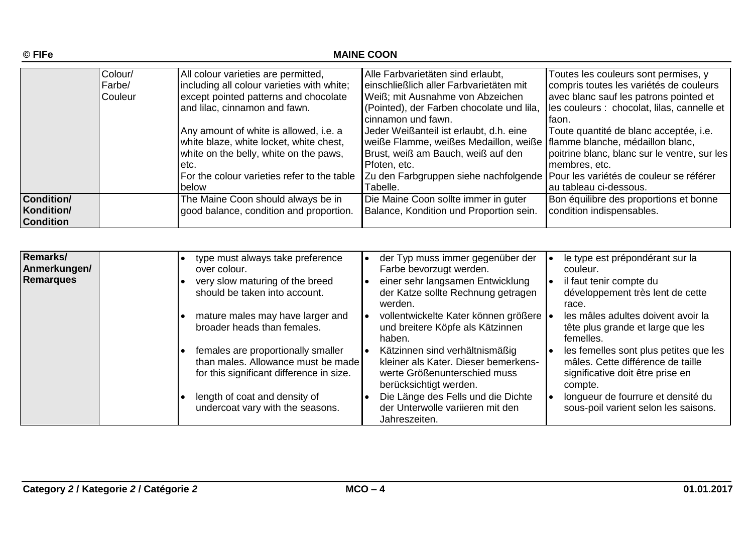| | | | | |
|---|---|---|---|---|
| | Colour/ Farbe/ Couleur | All colour varieties are permitted, including all colour varieties with white; except pointed patterns and chocolate and lilac, cinnamon and fawn.<br><br>Any amount of white is allowed, i.e. a white blaze, white locket, white chest, white on the belly, white on the paws, etc.<br>For the colour varieties refer to the table below | Alle Farbvarietäten sind erlaubt, einschließlich aller Farbvarietäten mit Weiß; mit Ausnahme von Abzeichen (Pointed), der Farben chocolate und lila, cinnamon und fawn.<br>Jeder Weißanteil ist erlaubt, d.h. eine weiße Flamme, weißes Medaillon, weiße Brust, weiß am Bauch, weiß auf den Pfoten, etc.<br>Zu den Farbgruppen siehe nachfolgende Tabelle. | Toutes les couleurs sont permises, y compris toutes les variétés de couleurs avec blanc sauf les patrons pointed et les couleurs : chocolat, lilas, cannelle et faon.<br>Toute quantité de blanc acceptée, i.e. flamme blanche, médaillon blanc, poitrine blanc, blanc sur le ventre, sur les membres, etc.<br>Pour les variétés de couleur se référer au tableau ci-dessous. |
| **Condition/ Kondition/ Condition** | | The Maine Coon should always be in good balance, condition and proportion. | Die Maine Coon sollte immer in guter Balance, Kondition und Proportion sein. | Bon équilibre des proportions et bonne condition indispensables. |

| | | | | |
|---|---|---|---|---|
| **Remarks/ Anmerkungen/ Remarques** | | • type must always take preference over colour.<br>• very slow maturing of the breed should be taken into account.<br>• mature males may have larger and broader heads than females.<br>• females are proportionally smaller than males. Allowance must be made for this significant difference in size.<br>• length of coat and density of undercoat vary with the seasons. | • der Typ muss immer gegenüber der Farbe bevorzugt werden.<br>• einer sehr langsamen Entwicklung der Katze sollte Rechnung getragen werden.<br>• vollentwickelte Kater können größere und breitere Köpfe als Kätzinnen haben.<br>• Kätzinnen sind verhältnismäßig kleiner als Kater. Dieser bemerkens-werte Größenunterschied muss berücksichtigt werden.<br>• Die Länge des Fells und die Dichte der Unterwolle variieren mit den Jahreszeiten. | • le type est prépondérant sur la couleur.<br>• il faut tenir compte du développement très lent de cette race.<br>• les mâles adultes doivent avoir la tête plus grande et large que les femelles.<br>• les femelles sont plus petites que les mâles. Cette différence de taille significative doit être prise en compte.<br>• longueur de fourrure et densité du sous-poil varient selon les saisons. |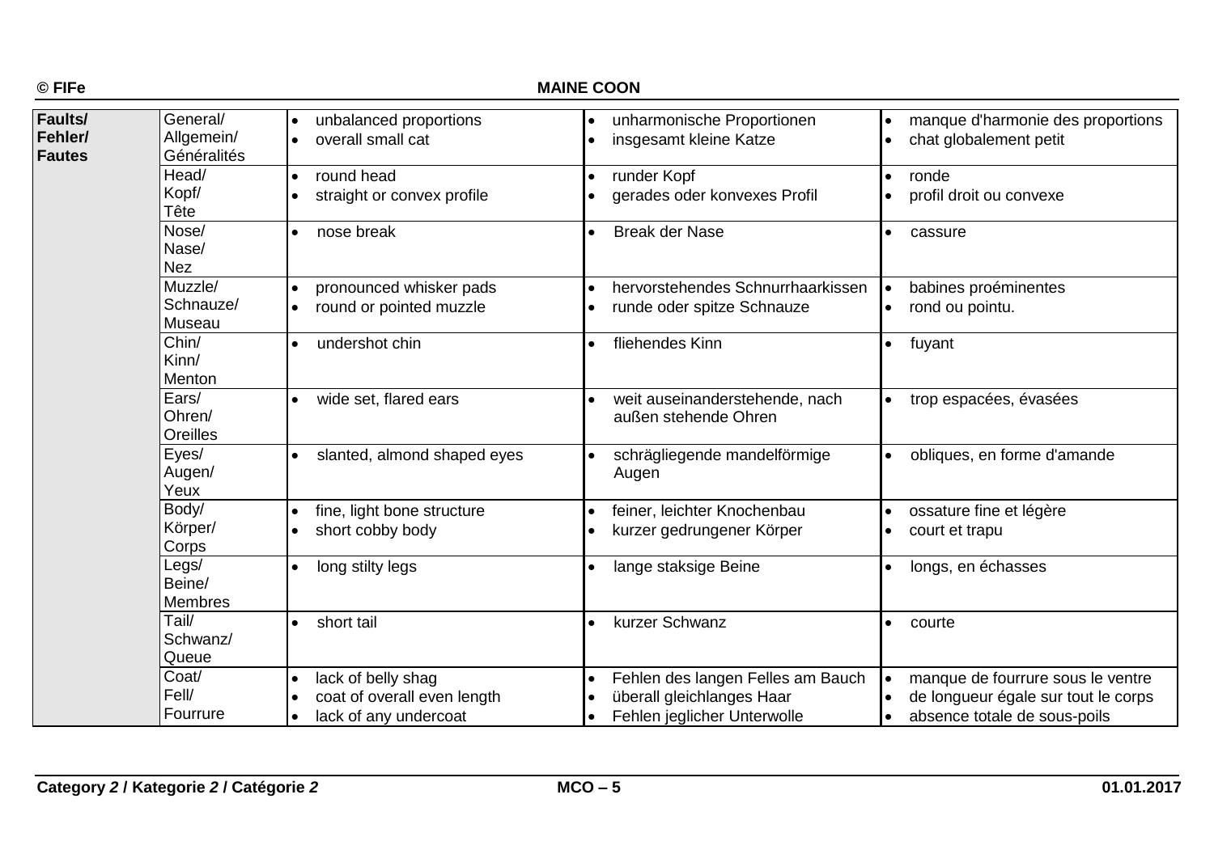| Faults/ Fehler/ Fautes | | | | |
|---|---|---|---|---|
| | General/ Allgemein/ Généralités | • unbalanced proportions<br>• overall small cat | • unharmonische Proportionen<br>• insgesamt kleine Katze | • manque d'harmonie des proportions<br>• chat globalement petit |
| | Head/ Kopf/ Tête | • round head<br>• straight or convex profile | • runder Kopf<br>• gerades oder konvexes Profil | • ronde<br>• profil droit ou convexe |
| | Nose/ Nase/ Nez | • nose break | • Break der Nase | • cassure |
| | Muzzle/ Schnauze/ Museau | • pronounced whisker pads<br>• round or pointed muzzle | • hervorstehendes Schnurrhaarkissen<br>• runde oder spitze Schnauze | • babines proéminentes<br>• rond ou pointu. |
| | Chin/ Kinn/ Menton | • undershot chin | • fliehendes Kinn | • fuyant |
| | Ears/ Ohren/ Oreilles | • wide set, flared ears | • weit auseinanderstehende, nach außen stehende Ohren | • trop espacées, évasées |
| | Eyes/ Augen/ Yeux | • slanted, almond shaped eyes | • schrägliegende mandelförmige Augen | • obliques, en forme d'amande |
| | Body/ Körper/ Corps | • fine, light bone structure<br>• short cobby body | • feiner, leichter Knochenbau<br>• kurzer gedrungener Körper | • ossature fine et légère<br>• court et trapu |
| | Legs/ Beine/ Membres | • long stilty legs | • lange staksige Beine | • longs, en échasses |
| | Tail/ Schwanz/ Queue | • short tail | • kurzer Schwanz | • courte |
| | Coat/ Fell/ Fourrure | • lack of belly shag<br>• coat of overall even length<br>• lack of any undercoat | • Fehlen des langen Felles am Bauch<br>• überall gleichlanges Haar<br>• Fehlen jeglicher Unterwolle | • manque de fourrure sous le ventre<br>• de longueur égale sur tout le corps<br>• absence totale de sous-poils |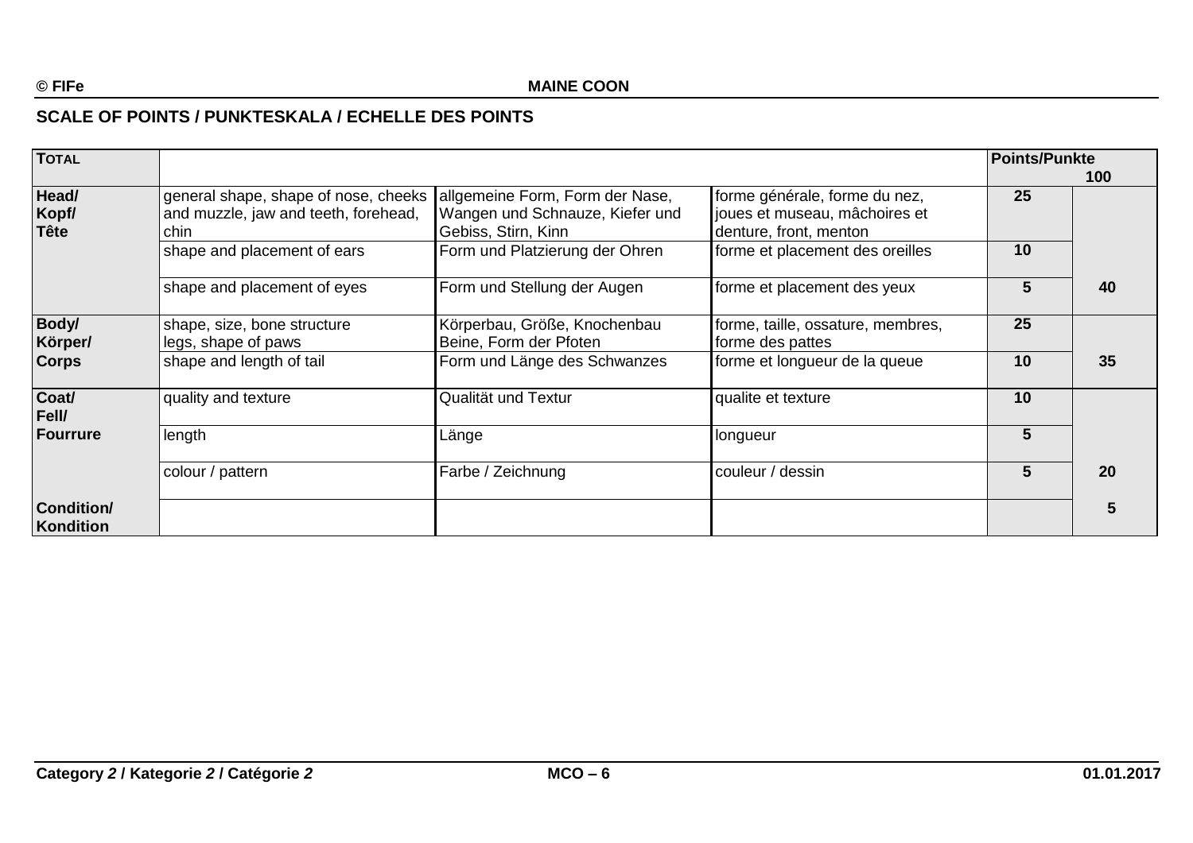## SCALE OF POINTS / PUNKTESKALA / ECHELLE DES POINTS

| TOTAL | | | | Points/Punkte | 100 |
|---|---|---|---|---|---|
| Head/ Kopf/ Tête | general shape, shape of nose, cheeks and muzzle, jaw and teeth, forehead, chin | allgemeine Form, Form der Nase, Wangen und Schnauze, Kiefer und Gebiss, Stirn, Kinn | forme générale, forme du nez, joues et museau, mâchoires et denture, front, menton | 25 | |
| | shape and placement of ears | Form und Platzierung der Ohren | forme et placement des oreilles | 10 | |
| | shape and placement of eyes | Form und Stellung der Augen | forme et placement des yeux | 5 | 40 |
| Body/ Körper/ Corps | shape, size, bone structure legs, shape of paws | Körperbau, Größe, Knochenbau Beine, Form der Pfoten | forme, taille, ossature, membres, forme des pattes | 25 | |
| | shape and length of tail | Form und Länge des Schwanzes | forme et longueur de la queue | 10 | 35 |
| Coat/ Fell/ Fourrure | quality and texture | Qualität und Textur | qualite et texture | 10 | |
| | length | Länge | longueur | 5 | |
| | colour / pattern | Farbe / Zeichnung | couleur / dessin | 5 | 20 |
| Condition/ Kondition | | | | | 5 |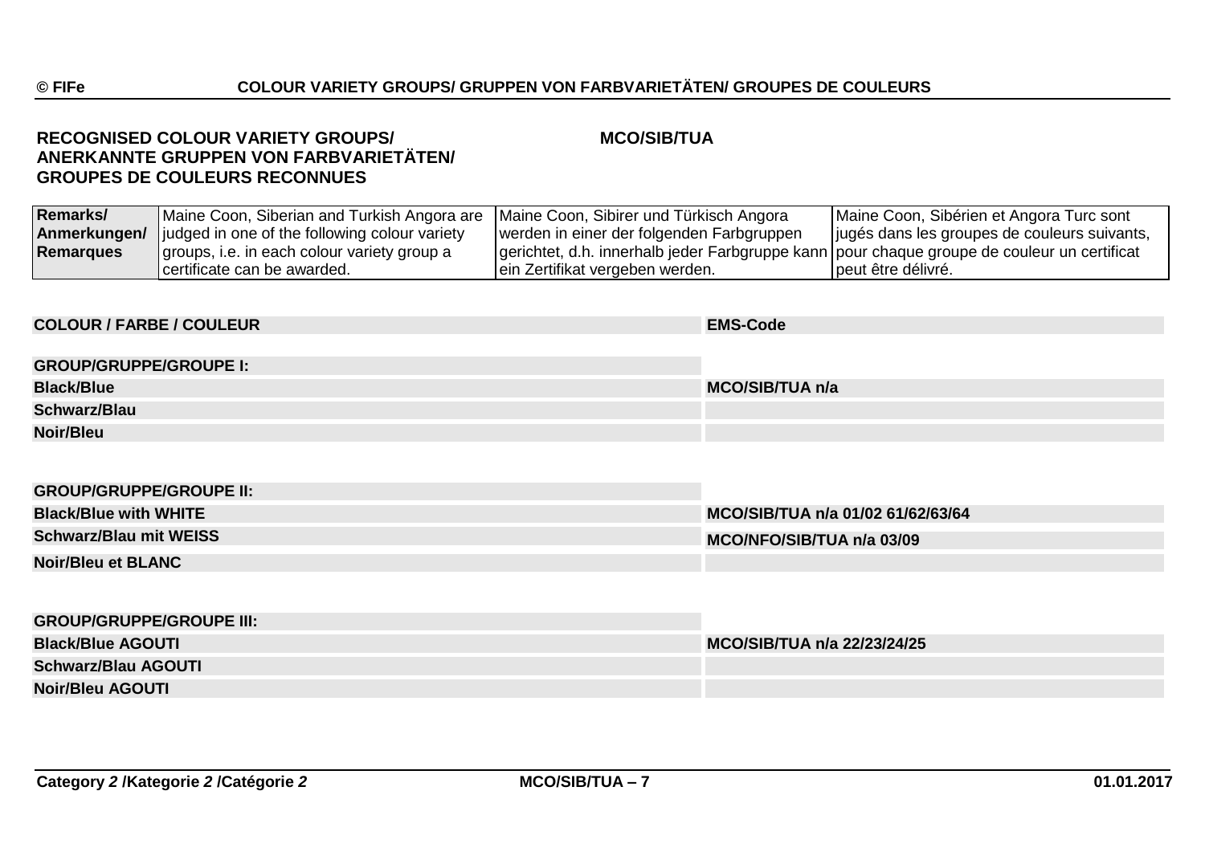## RECOGNISED COLOUR VARIETY GROUPS/ ANERKANNTE GRUPPEN VON FARBVARIETÄTEN/ GROUPES DE COULEURS RECONNUES

**MCO/SIB/TUA**

| **Remarks/ Anmerkungen/ Remarques** | Maine Coon, Siberian and Turkish Angora are judged in one of the following colour variety groups, i.e. in each colour variety group a certificate can be awarded. | Maine Coon, Sibirer und Türkisch Angora werden in einer der folgenden Farbgruppen gerichtet, d.h. innerhalb jeder Farbgruppe kann ein Zertifikat vergeben werden. | Maine Coon, Sibérien et Angora Turc sont jugés dans les groupes de couleurs suivants, pour chaque groupe de couleur un certificat peut être délivré. |
|---|---|---|---|

| **COLOUR / FARBE / COULEUR** | **EMS-Code** |
|---|---|
| **GROUP/GRUPPE/GROUPE I:** | |
| **Black/Blue** | **MCO/SIB/TUA n/a** |
| **Schwarz/Blau** | |
| **Noir/Bleu** | |
| **GROUP/GRUPPE/GROUPE II:** | |
| **Black/Blue with WHITE** | **MCO/SIB/TUA n/a 01/02 61/62/63/64** |
| **Schwarz/Blau mit WEISS** | **MCO/NFO/SIB/TUA n/a 03/09** |
| **Noir/Bleu et BLANC** | |
| **GROUP/GRUPPE/GROUPE III:** | |
| **Black/Blue AGOUTI** | **MCO/SIB/TUA n/a 22/23/24/25** |
| **Schwarz/Blau AGOUTI** | |
| **Noir/Bleu AGOUTI** | |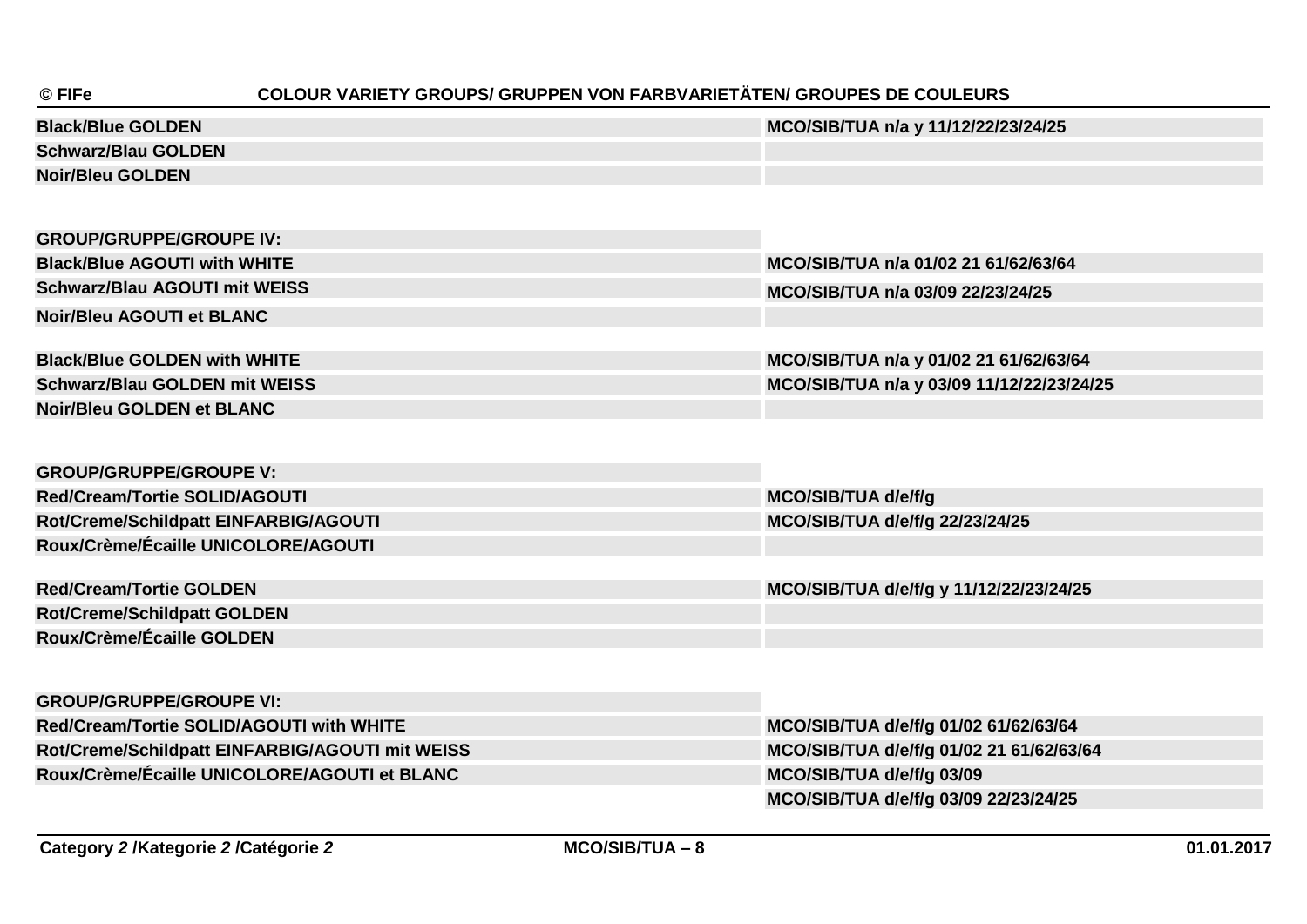| | |
|---|---|
| **Black/Blue GOLDEN** | **MCO/SIB/TUA n/a y 11/12/22/23/24/25** |
| **Schwarz/Blau GOLDEN** | |
| **Noir/Bleu GOLDEN** | |

## GROUP/GRUPPE/GROUPE IV:

| | |
|---|---|
| **Black/Blue AGOUTI with WHITE** | **MCO/SIB/TUA n/a 01/02 21 61/62/63/64** |
| **Schwarz/Blau AGOUTI mit WEISS** | **MCO/SIB/TUA n/a 03/09 22/23/24/25** |
| **Noir/Bleu AGOUTI et BLANC** | |
| | |
| **Black/Blue GOLDEN with WHITE** | **MCO/SIB/TUA n/a y 01/02 21 61/62/63/64** |
| **Schwarz/Blau GOLDEN mit WEISS** | **MCO/SIB/TUA n/a y 03/09 11/12/22/23/24/25** |
| **Noir/Bleu GOLDEN et BLANC** | |

## GROUP/GRUPPE/GROUPE V:

| | |
|---|---|
| **Red/Cream/Tortie SOLID/AGOUTI** | **MCO/SIB/TUA d/e/f/g** |
| **Rot/Creme/Schildpatt EINFARBIG/AGOUTI** | **MCO/SIB/TUA d/e/f/g 22/23/24/25** |
| **Roux/Crème/Écaille UNICOLORE/AGOUTI** | |
| | |
| **Red/Cream/Tortie GOLDEN** | **MCO/SIB/TUA d/e/f/g y 11/12/22/23/24/25** |
| **Rot/Creme/Schildpatt GOLDEN** | |
| **Roux/Crème/Écaille GOLDEN** | |

## GROUP/GRUPPE/GROUPE VI:

| | |
|---|---|
| **Red/Cream/Tortie SOLID/AGOUTI with WHITE** | **MCO/SIB/TUA d/e/f/g 01/02 61/62/63/64** |
| **Rot/Creme/Schildpatt EINFARBIG/AGOUTI mit WEISS** | **MCO/SIB/TUA d/e/f/g 01/02 21 61/62/63/64** |
| **Roux/Crème/Écaille UNICOLORE/AGOUTI et BLANC** | **MCO/SIB/TUA d/e/f/g 03/09** |
| | **MCO/SIB/TUA d/e/f/g 03/09 22/23/24/25** |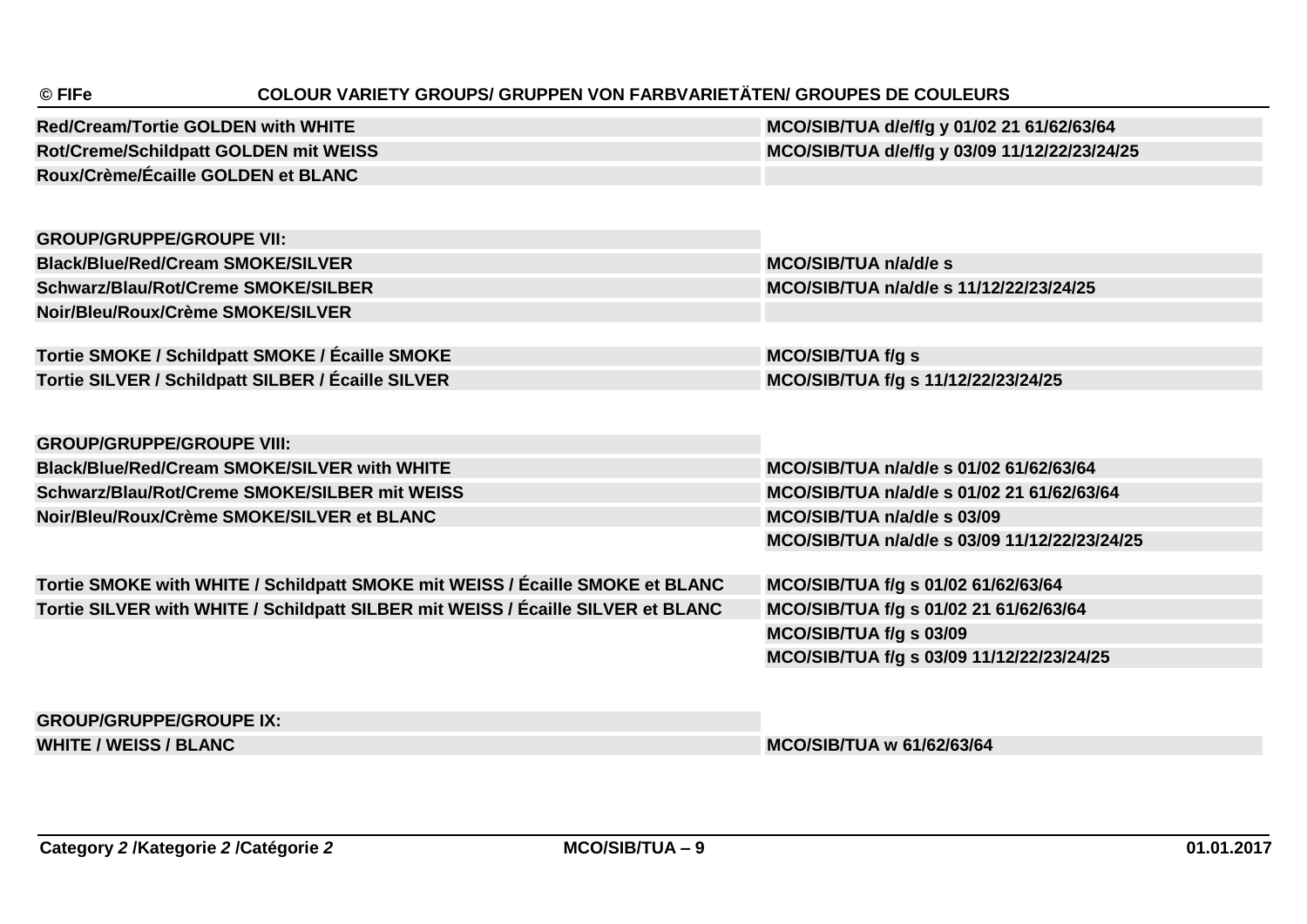| | |
|---|---|
| **Red/Cream/Tortie GOLDEN with WHITE** | **MCO/SIB/TUA d/e/f/g y 01/02 21 61/62/63/64** |
| **Rot/Creme/Schildpatt GOLDEN mit WEISS** | **MCO/SIB/TUA d/e/f/g y 03/09 11/12/22/23/24/25** |
| **Roux/Crème/Écaille GOLDEN et BLANC** | |

**GROUP/GRUPPE/GROUPE VII:**

| | |
|---|---|
| **Black/Blue/Red/Cream SMOKE/SILVER** | **MCO/SIB/TUA n/a/d/e s** |
| **Schwarz/Blau/Rot/Creme SMOKE/SILBER** | **MCO/SIB/TUA n/a/d/e s 11/12/22/23/24/25** |
| **Noir/Bleu/Roux/Crème SMOKE/SILVER** | |

| | |
|---|---|
| **Tortie SMOKE / Schildpatt SMOKE / Écaille SMOKE** | **MCO/SIB/TUA f/g s** |
| **Tortie SILVER / Schildpatt SILBER / Écaille SILVER** | **MCO/SIB/TUA f/g s 11/12/22/23/24/25** |

**GROUP/GRUPPE/GROUPE VIII:**

| | |
|---|---|
| **Black/Blue/Red/Cream SMOKE/SILVER with WHITE** | **MCO/SIB/TUA n/a/d/e s 01/02 61/62/63/64** |
| **Schwarz/Blau/Rot/Creme SMOKE/SILBER mit WEISS** | **MCO/SIB/TUA n/a/d/e s 01/02 21 61/62/63/64** |
| **Noir/Bleu/Roux/Crème SMOKE/SILVER et BLANC** | **MCO/SIB/TUA n/a/d/e s 03/09** |
| | **MCO/SIB/TUA n/a/d/e s 03/09 11/12/22/23/24/25** |

| | |
|---|---|
| **Tortie SMOKE with WHITE / Schildpatt SMOKE mit WEISS / Écaille SMOKE et BLANC** | **MCO/SIB/TUA f/g s 01/02 61/62/63/64** |
| **Tortie SILVER with WHITE / Schildpatt SILBER mit WEISS / Écaille SILVER et BLANC** | **MCO/SIB/TUA f/g s 01/02 21 61/62/63/64** |
| | **MCO/SIB/TUA f/g s 03/09** |
| | **MCO/SIB/TUA f/g s 03/09 11/12/22/23/24/25** |

**GROUP/GRUPPE/GROUPE IX:**

| | |
|---|---|
| **WHITE / WEISS / BLANC** | **MCO/SIB/TUA w 61/62/63/64** |